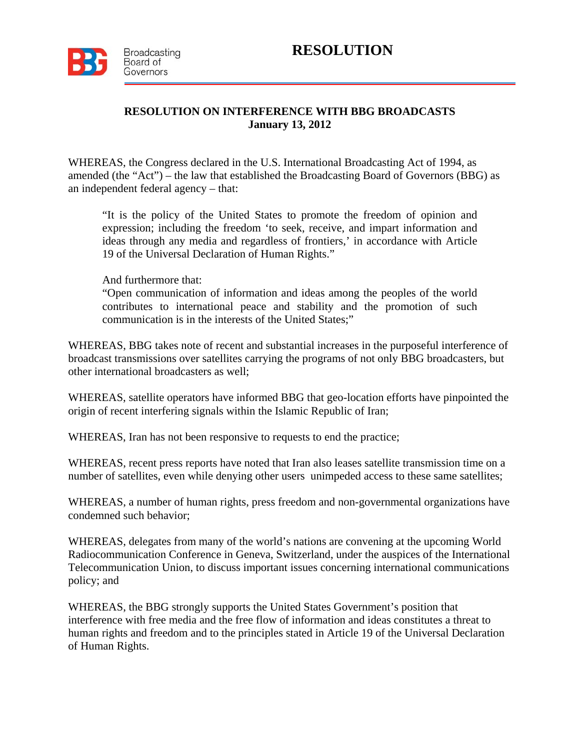Broadcasting Board of Governors

# RESOLUTION

## RESOLUTION ON INTERFERENCE WITH BBG BROADCASTS
**January 13, 2012**

WHEREAS, the Congress declared in the U.S. International Broadcasting Act of 1994, as amended (the "Act") – the law that established the Broadcasting Board of Governors (BBG) as an independent federal agency – that:

> "It is the policy of the United States to promote the freedom of opinion and expression; including the freedom 'to seek, receive, and impart information and ideas through any media and regardless of frontiers,' in accordance with Article 19 of the Universal Declaration of Human Rights."
>
> And furthermore that:
> "Open communication of information and ideas among the peoples of the world contributes to international peace and stability and the promotion of such communication is in the interests of the United States;"

WHEREAS, BBG takes note of recent and substantial increases in the purposeful interference of broadcast transmissions over satellites carrying the programs of not only BBG broadcasters, but other international broadcasters as well;

WHEREAS, satellite operators have informed BBG that geo-location efforts have pinpointed the origin of recent interfering signals within the Islamic Republic of Iran;

WHEREAS, Iran has not been responsive to requests to end the practice;

WHEREAS, recent press reports have noted that Iran also leases satellite transmission time on a number of satellites, even while denying other users unimpeded access to these same satellites;

WHEREAS, a number of human rights, press freedom and non-governmental organizations have condemned such behavior;

WHEREAS, delegates from many of the world's nations are convening at the upcoming World Radiocommunication Conference in Geneva, Switzerland, under the auspices of the International Telecommunication Union, to discuss important issues concerning international communications policy; and

WHEREAS, the BBG strongly supports the United States Government's position that interference with free media and the free flow of information and ideas constitutes a threat to human rights and freedom and to the principles stated in Article 19 of the Universal Declaration of Human Rights.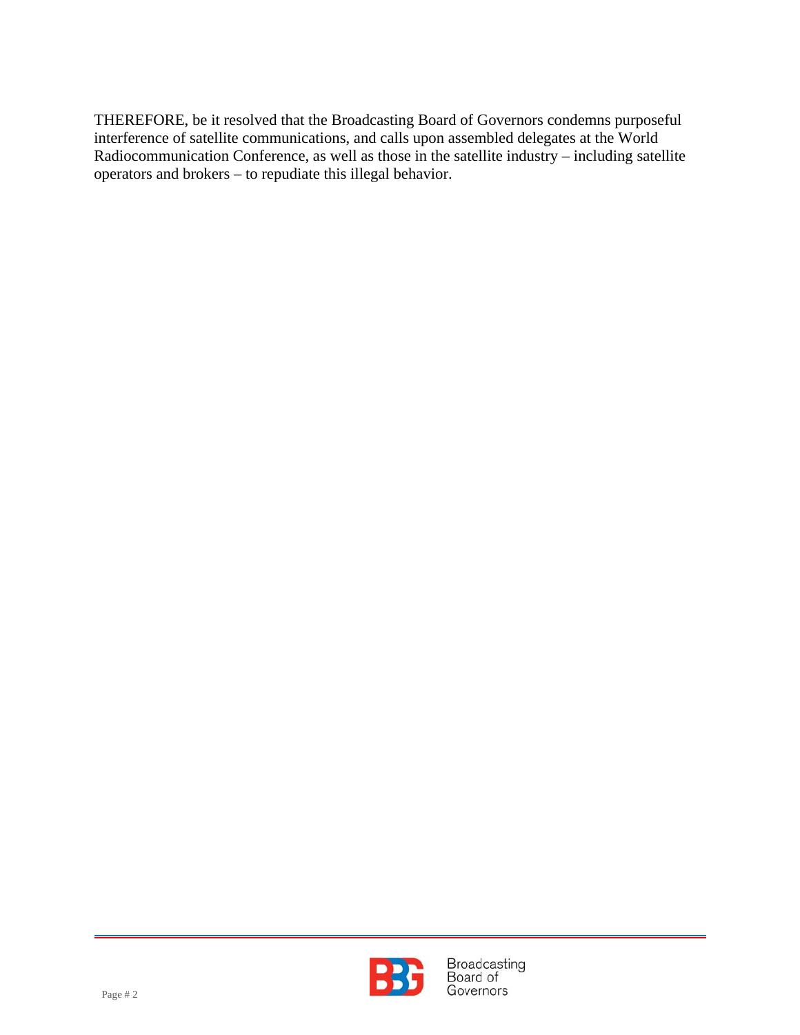THEREFORE, be it resolved that the Broadcasting Board of Governors condemns purposeful interference of satellite communications, and calls upon assembled delegates at the World Radiocommunication Conference, as well as those in the satellite industry – including satellite operators and brokers – to repudiate this illegal behavior.